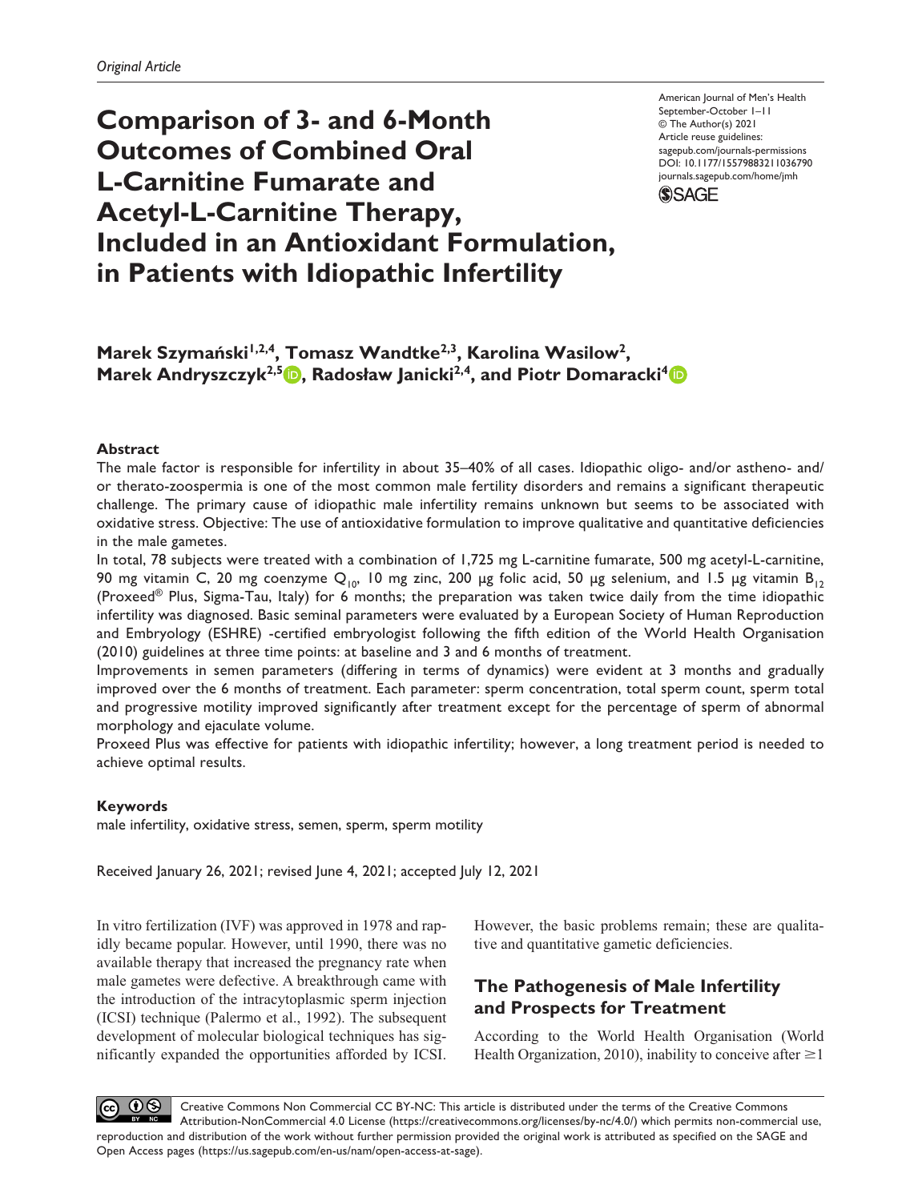*Original Article*

# Comparison of 3- and 6-Month Outcomes of Combined Oral L-Carnitine Fumarate and Acetyl-L-Carnitine Therapy, Included in an Antioxidant Formulation, in Patients with Idiopathic Infertility

American Journal of Men's Health
September-October 1–11
© The Author(s) 2021
Article reuse guidelines:
sagepub.com/journals-permissions
DOI: 10.1177/15579883211036790
journals.sagepub.com/home/jmh

**Marek Szymański[1,2,4], Tomasz Wandtke[2,3], Karolina Wasilow[2], Marek Andryszczyk[2,5], Radosław Janicki[2,4], and Piotr Domaracki[4]**

## Abstract

The male factor is responsible for infertility in about 35–40% of all cases. Idiopathic oligo- and/or astheno- and/or therato-zoospermia is one of the most common male fertility disorders and remains a significant therapeutic challenge. The primary cause of idiopathic male infertility remains unknown but seems to be associated with oxidative stress. Objective: The use of antioxidative formulation to improve qualitative and quantitative deficiencies in the male gametes.

In total, 78 subjects were treated with a combination of 1,725 mg L-carnitine fumarate, 500 mg acetyl-L-carnitine, 90 mg vitamin C, 20 mg coenzyme $Q_{10}$, 10 mg zinc, 200 μg folic acid, 50 μg selenium, and 1.5 μg vitamin $B_{12}$ (Proxeed® Plus, Sigma-Tau, Italy) for 6 months; the preparation was taken twice daily from the time idiopathic infertility was diagnosed. Basic seminal parameters were evaluated by a European Society of Human Reproduction and Embryology (ESHRE) -certified embryologist following the fifth edition of the World Health Organisation (2010) guidelines at three time points: at baseline and 3 and 6 months of treatment.

Improvements in semen parameters (differing in terms of dynamics) were evident at 3 months and gradually improved over the 6 months of treatment. Each parameter: sperm concentration, total sperm count, sperm total and progressive motility improved significantly after treatment except for the percentage of sperm of abnormal morphology and ejaculate volume.

Proxeed Plus was effective for patients with idiopathic infertility; however, a long treatment period is needed to achieve optimal results.

### Keywords

male infertility, oxidative stress, semen, sperm, sperm motility

Received January 26, 2021; revised June 4, 2021; accepted July 12, 2021

In vitro fertilization (IVF) was approved in 1978 and rapidly became popular. However, until 1990, there was no available therapy that increased the pregnancy rate when male gametes were defective. A breakthrough came with the introduction of the intracytoplasmic sperm injection (ICSI) technique (Palermo et al., 1992). The subsequent development of molecular biological techniques has significantly expanded the opportunities afforded by ICSI. However, the basic problems remain; these are qualitative and quantitative gametic deficiencies.

## The Pathogenesis of Male Infertility and Prospects for Treatment

According to the World Health Organisation (World Health Organization, 2010), inability to conceive after ≥1

Creative Commons Non Commercial CC BY-NC: This article is distributed under the terms of the Creative Commons Attribution-NonCommercial 4.0 License (https://creativecommons.org/licenses/by-nc/4.0/) which permits non-commercial use, reproduction and distribution of the work without further permission provided the original work is attributed as specified on the SAGE and Open Access pages (https://us.sagepub.com/en-us/nam/open-access-at-sage).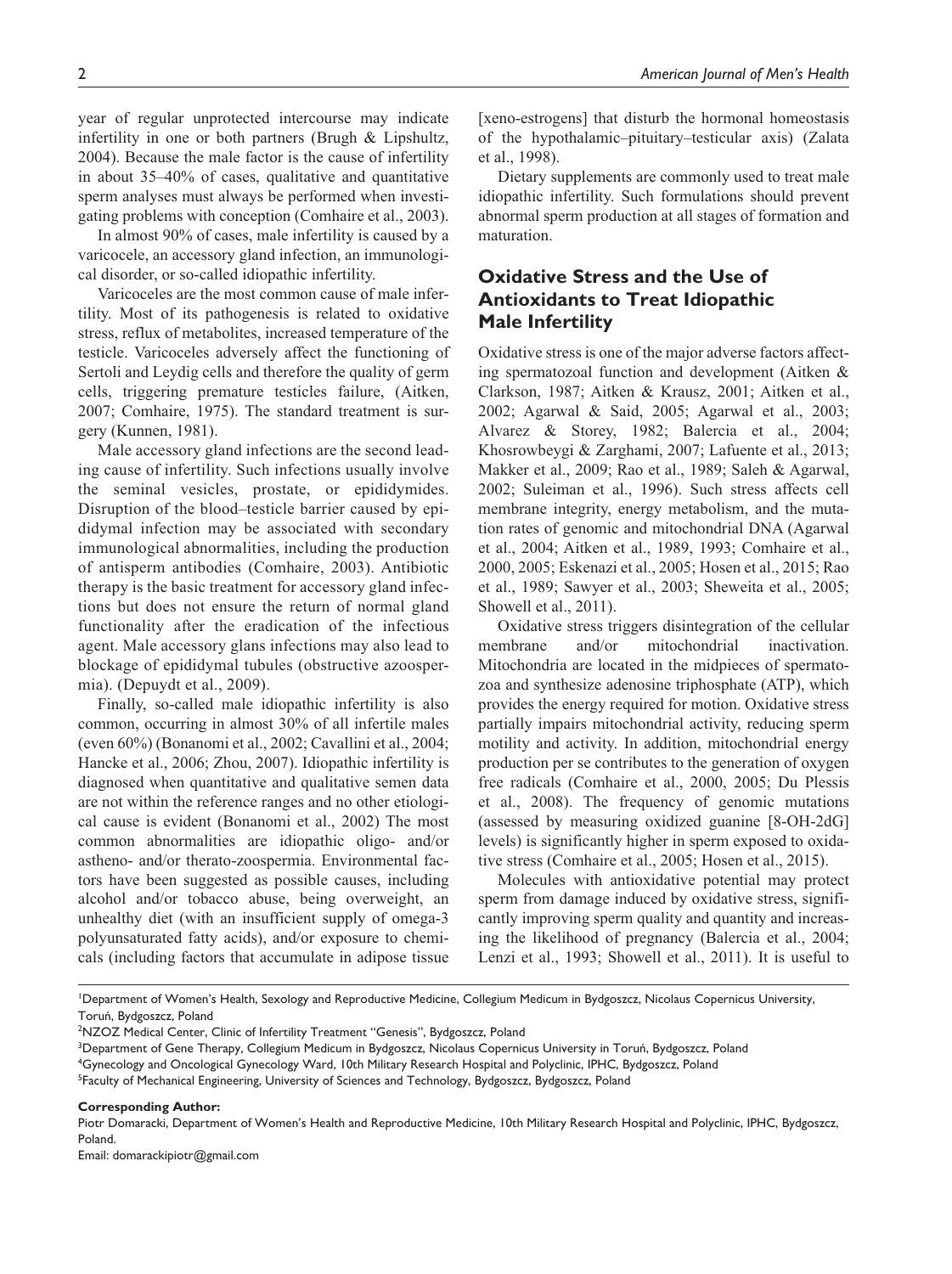year of regular unprotected intercourse may indicate infertility in one or both partners (Brugh & Lipshultz, 2004). Because the male factor is the cause of infertility in about 35–40% of cases, qualitative and quantitative sperm analyses must always be performed when investigating problems with conception (Comhaire et al., 2003).

In almost 90% of cases, male infertility is caused by a varicocele, an accessory gland infection, an immunological disorder, or so-called idiopathic infertility.

Varicoceles are the most common cause of male infertility. Most of its pathogenesis is related to oxidative stress, reflux of metabolites, increased temperature of the testicle. Varicoceles adversely affect the functioning of Sertoli and Leydig cells and therefore the quality of germ cells, triggering premature testicles failure, (Aitken, 2007; Comhaire, 1975). The standard treatment is surgery (Kunnen, 1981).

Male accessory gland infections are the second leading cause of infertility. Such infections usually involve the seminal vesicles, prostate, or epididymides. Disruption of the blood–testicle barrier caused by epididymal infection may be associated with secondary immunological abnormalities, including the production of antisperm antibodies (Comhaire, 2003). Antibiotic therapy is the basic treatment for accessory gland infections but does not ensure the return of normal gland functionality after the eradication of the infectious agent. Male accessory glans infections may also lead to blockage of epididymal tubules (obstructive azoospermia). (Depuydt et al., 2009).

Finally, so-called male idiopathic infertility is also common, occurring in almost 30% of all infertile males (even 60%) (Bonanomi et al., 2002; Cavallini et al., 2004; Hancke et al., 2006; Zhou, 2007). Idiopathic infertility is diagnosed when quantitative and qualitative semen data are not within the reference ranges and no other etiological cause is evident (Bonanomi et al., 2002) The most common abnormalities are idiopathic oligo- and/or astheno- and/or therato-zoospermia. Environmental factors have been suggested as possible causes, including alcohol and/or tobacco abuse, being overweight, an unhealthy diet (with an insufficient supply of omega-3 polyunsaturated fatty acids), and/or exposure to chemicals (including factors that accumulate in adipose tissue [xeno-estrogens] that disturb the hormonal homeostasis of the hypothalamic–pituitary–testicular axis) (Zalata et al., 1998).

Dietary supplements are commonly used to treat male idiopathic infertility. Such formulations should prevent abnormal sperm production at all stages of formation and maturation.

## Oxidative Stress and the Use of Antioxidants to Treat Idiopathic Male Infertility

Oxidative stress is one of the major adverse factors affecting spermatozoal function and development (Aitken & Clarkson, 1987; Aitken & Krausz, 2001; Aitken et al., 2002; Agarwal & Said, 2005; Agarwal et al., 2003; Alvarez & Storey, 1982; Balercia et al., 2004; Khosrowbeygi & Zarghami, 2007; Lafuente et al., 2013; Makker et al., 2009; Rao et al., 1989; Saleh & Agarwal, 2002; Suleiman et al., 1996). Such stress affects cell membrane integrity, energy metabolism, and the mutation rates of genomic and mitochondrial DNA (Agarwal et al., 2004; Aitken et al., 1989, 1993; Comhaire et al., 2000, 2005; Eskenazi et al., 2005; Hosen et al., 2015; Rao et al., 1989; Sawyer et al., 2003; Sheweita et al., 2005; Showell et al., 2011).

Oxidative stress triggers disintegration of the cellular membrane and/or mitochondrial inactivation. Mitochondria are located in the midpieces of spermatozoa and synthesize adenosine triphosphate (ATP), which provides the energy required for motion. Oxidative stress partially impairs mitochondrial activity, reducing sperm motility and activity. In addition, mitochondrial energy production per se contributes to the generation of oxygen free radicals (Comhaire et al., 2000, 2005; Du Plessis et al., 2008). The frequency of genomic mutations (assessed by measuring oxidized guanine [8-OH-2dG] levels) is significantly higher in sperm exposed to oxidative stress (Comhaire et al., 2005; Hosen et al., 2015).

Molecules with antioxidative potential may protect sperm from damage induced by oxidative stress, significantly improving sperm quality and quantity and increasing the likelihood of pregnancy (Balercia et al., 2004; Lenzi et al., 1993; Showell et al., 2011). It is useful to

[1]Department of Women's Health, Sexology and Reproductive Medicine, Collegium Medicum in Bydgoszcz, Nicolaus Copernicus University, Toruń, Bydgoszcz, Poland
[2]NZOZ Medical Center, Clinic of Infertility Treatment "Genesis", Bydgoszcz, Poland
[3]Department of Gene Therapy, Collegium Medicum in Bydgoszcz, Nicolaus Copernicus University in Toruń, Bydgoszcz, Poland
[4]Gynecology and Oncological Gynecology Ward, 10th Military Research Hospital and Polyclinic, IPHC, Bydgoszcz, Poland
[5]Faculty of Mechanical Engineering, University of Sciences and Technology, Bydgoszcz, Bydgoszcz, Poland

**Corresponding Author:**
Piotr Domaracki, Department of Women's Health and Reproductive Medicine, 10th Military Research Hospital and Polyclinic, IPHC, Bydgoszcz, Poland.
Email: domarackipiotr@gmail.com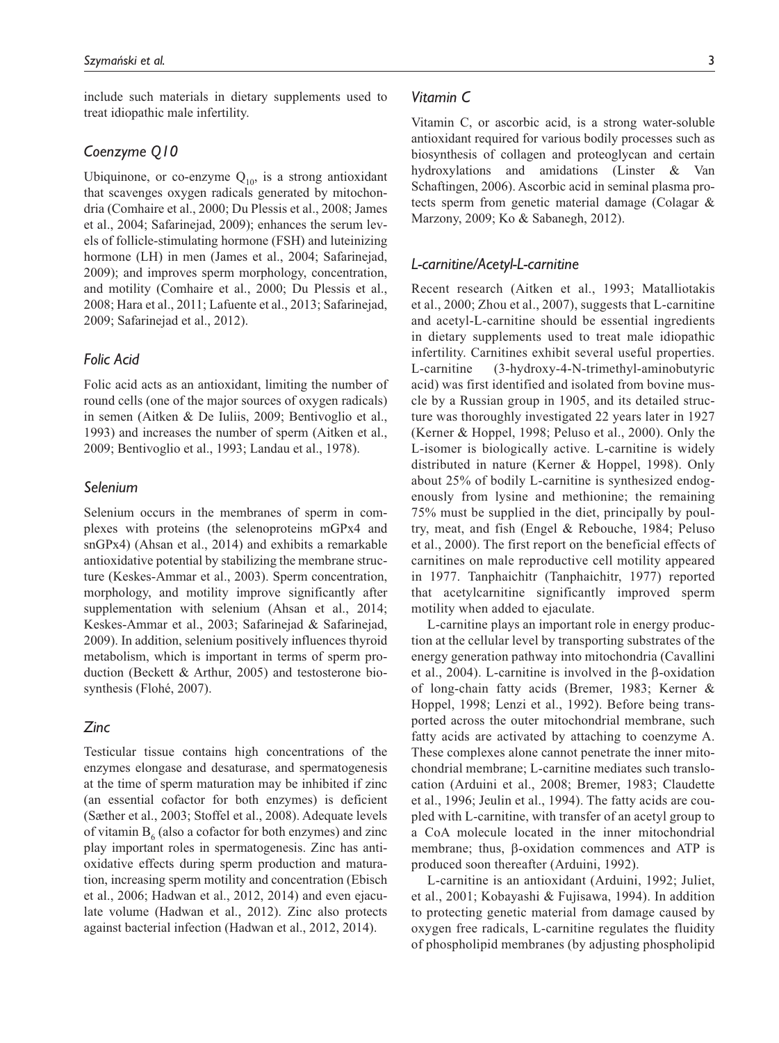include such materials in dietary supplements used to treat idiopathic male infertility.

## *Coenzyme Q10*

Ubiquinone, or co-enzyme $Q_{10}$, is a strong antioxidant that scavenges oxygen radicals generated by mitochondria (Comhaire et al., 2000; Du Plessis et al., 2008; James et al., 2004; Safarinejad, 2009); enhances the serum levels of follicle-stimulating hormone (FSH) and luteinizing hormone (LH) in men (James et al., 2004; Safarinejad, 2009); and improves sperm morphology, concentration, and motility (Comhaire et al., 2000; Du Plessis et al., 2008; Hara et al., 2011; Lafuente et al., 2013; Safarinejad, 2009; Safarinejad et al., 2012).

## *Folic Acid*

Folic acid acts as an antioxidant, limiting the number of round cells (one of the major sources of oxygen radicals) in semen (Aitken & De Iuliis, 2009; Bentivoglio et al., 1993) and increases the number of sperm (Aitken et al., 2009; Bentivoglio et al., 1993; Landau et al., 1978).

## *Selenium*

Selenium occurs in the membranes of sperm in complexes with proteins (the selenoproteins mGPx4 and snGPx4) (Ahsan et al., 2014) and exhibits a remarkable antioxidative potential by stabilizing the membrane structure (Keskes-Ammar et al., 2003). Sperm concentration, morphology, and motility improve significantly after supplementation with selenium (Ahsan et al., 2014; Keskes-Ammar et al., 2003; Safarinejad & Safarinejad, 2009). In addition, selenium positively influences thyroid metabolism, which is important in terms of sperm production (Beckett & Arthur, 2005) and testosterone biosynthesis (Flohé, 2007).

## *Zinc*

Testicular tissue contains high concentrations of the enzymes elongase and desaturase, and spermatogenesis at the time of sperm maturation may be inhibited if zinc (an essential cofactor for both enzymes) is deficient (Sæther et al., 2003; Stoffel et al., 2008). Adequate levels of vitamin $B_6$ (also a cofactor for both enzymes) and zinc play important roles in spermatogenesis. Zinc has antioxidative effects during sperm production and maturation, increasing sperm motility and concentration (Ebisch et al., 2006; Hadwan et al., 2012, 2014) and even ejaculate volume (Hadwan et al., 2012). Zinc also protects against bacterial infection (Hadwan et al., 2012, 2014).

## *Vitamin C*

Vitamin C, or ascorbic acid, is a strong water-soluble antioxidant required for various bodily processes such as biosynthesis of collagen and proteoglycan and certain hydroxylations and amidations (Linster & Van Schaftingen, 2006). Ascorbic acid in seminal plasma protects sperm from genetic material damage (Colagar & Marzony, 2009; Ko & Sabanegh, 2012).

## *L-carnitine/Acetyl-L-carnitine*

Recent research (Aitken et al., 1993; Matalliotakis et al., 2000; Zhou et al., 2007), suggests that L-carnitine and acetyl-L-carnitine should be essential ingredients in dietary supplements used to treat male idiopathic infertility. Carnitines exhibit several useful properties. L-carnitine (3-hydroxy-4-N-trimethyl-aminobutyric acid) was first identified and isolated from bovine muscle by a Russian group in 1905, and its detailed structure was thoroughly investigated 22 years later in 1927 (Kerner & Hoppel, 1998; Peluso et al., 2000). Only the L-isomer is biologically active. L-carnitine is widely distributed in nature (Kerner & Hoppel, 1998). Only about 25% of bodily L-carnitine is synthesized endogenously from lysine and methionine; the remaining 75% must be supplied in the diet, principally by poultry, meat, and fish (Engel & Rebouche, 1984; Peluso et al., 2000). The first report on the beneficial effects of carnitines on male reproductive cell motility appeared in 1977. Tanphaichitr (Tanphaichitr, 1977) reported that acetylcarnitine significantly improved sperm motility when added to ejaculate.

L-carnitine plays an important role in energy production at the cellular level by transporting substrates of the energy generation pathway into mitochondria (Cavallini et al., 2004). L-carnitine is involved in the β-oxidation of long-chain fatty acids (Bremer, 1983; Kerner & Hoppel, 1998; Lenzi et al., 1992). Before being transported across the outer mitochondrial membrane, such fatty acids are activated by attaching to coenzyme A. These complexes alone cannot penetrate the inner mitochondrial membrane; L-carnitine mediates such translocation (Arduini et al., 2008; Bremer, 1983; Claudette et al., 1996; Jeulin et al., 1994). The fatty acids are coupled with L-carnitine, with transfer of an acetyl group to a CoA molecule located in the inner mitochondrial membrane; thus, β-oxidation commences and ATP is produced soon thereafter (Arduini, 1992).

L-carnitine is an antioxidant (Arduini, 1992; Juliet, et al., 2001; Kobayashi & Fujisawa, 1994). In addition to protecting genetic material from damage caused by oxygen free radicals, L-carnitine regulates the fluidity of phospholipid membranes (by adjusting phospholipid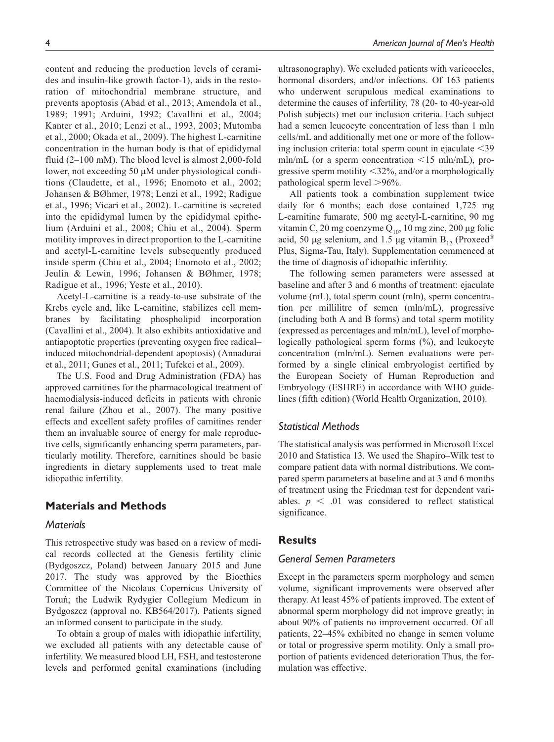content and reducing the production levels of ceramides and insulin-like growth factor-1), aids in the restoration of mitochondrial membrane structure, and prevents apoptosis (Abad et al., 2013; Amendola et al., 1989; 1991; Arduini, 1992; Cavallini et al., 2004; Kanter et al., 2010; Lenzi et al., 1993, 2003; Mutomba et al., 2000; Okada et al., 2009). The highest L-carnitine concentration in the human body is that of epididymal fluid (2–100 mM). The blood level is almost 2,000-fold lower, not exceeding 50 μM under physiological conditions (Claudette, et al., 1996; Enomoto et al., 2002; Johansen & BØhmer, 1978; Lenzi et al., 1992; Radigue et al., 1996; Vicari et al., 2002). L-carnitine is secreted into the epididymal lumen by the epididymal epithelium (Arduini et al., 2008; Chiu et al., 2004). Sperm motility improves in direct proportion to the L-carnitine and acetyl-L-carnitine levels subsequently produced inside sperm (Chiu et al., 2004; Enomoto et al., 2002; Jeulin & Lewin, 1996; Johansen & BØhmer, 1978; Radigue et al., 1996; Yeste et al., 2010).

Acetyl-L-carnitine is a ready-to-use substrate of the Krebs cycle and, like L-carnitine, stabilizes cell membranes by facilitating phospholipid incorporation (Cavallini et al., 2004). It also exhibits antioxidative and antiapoptotic properties (preventing oxygen free radical–induced mitochondrial-dependent apoptosis) (Annadurai et al., 2011; Gunes et al., 2011; Tufekci et al., 2009).

The U.S. Food and Drug Administration (FDA) has approved carnitines for the pharmacological treatment of haemodialysis-induced deficits in patients with chronic renal failure (Zhou et al., 2007). The many positive effects and excellent safety profiles of carnitines render them an invaluable source of energy for male reproductive cells, significantly enhancing sperm parameters, particularly motility. Therefore, carnitines should be basic ingredients in dietary supplements used to treat male idiopathic infertility.

## Materials and Methods

### *Materials*

This retrospective study was based on a review of medical records collected at the Genesis fertility clinic (Bydgoszcz, Poland) between January 2015 and June 2017. The study was approved by the Bioethics Committee of the Nicolaus Copernicus University of Toruń; the Ludwik Rydygier Collegium Medicum in Bydgoszcz (approval no. KB564/2017). Patients signed an informed consent to participate in the study.

To obtain a group of males with idiopathic infertility, we excluded all patients with any detectable cause of infertility. We measured blood LH, FSH, and testosterone levels and performed genital examinations (including ultrasonography). We excluded patients with varicoceles, hormonal disorders, and/or infections. Of 163 patients who underwent scrupulous medical examinations to determine the causes of infertility, 78 (20- to 40-year-old Polish subjects) met our inclusion criteria. Each subject had a semen leucocyte concentration of less than 1 mln cells/mL and additionally met one or more of the following inclusion criteria: total sperm count in ejaculate <39 mln/mL (or a sperm concentration <15 mln/mL), progressive sperm motility <32%, and/or a morphologically pathological sperm level >96%.

All patients took a combination supplement twice daily for 6 months; each dose contained 1,725 mg L-carnitine fumarate, 500 mg acetyl-L-carnitine, 90 mg vitamin C, 20 mg coenzyme $Q_{10}$, 10 mg zinc, 200 μg folic acid, 50 μg selenium, and 1.5 μg vitamin $B_{12}$ (Proxeed® Plus, Sigma-Tau, Italy). Supplementation commenced at the time of diagnosis of idiopathic infertility.

The following semen parameters were assessed at baseline and after 3 and 6 months of treatment: ejaculate volume (mL), total sperm count (mln), sperm concentration per millilitre of semen (mln/mL), progressive (including both A and B forms) and total sperm motility (expressed as percentages and mln/mL), level of morphologically pathological sperm forms (%), and leukocyte concentration (mln/mL). Semen evaluations were performed by a single clinical embryologist certified by the European Society of Human Reproduction and Embryology (ESHRE) in accordance with WHO guidelines (fifth edition) (World Health Organization, 2010).

### *Statistical Methods*

The statistical analysis was performed in Microsoft Excel 2010 and Statistica 13. We used the Shapiro–Wilk test to compare patient data with normal distributions. We compared sperm parameters at baseline and at 3 and 6 months of treatment using the Friedman test for dependent variables. $p < .01$ was considered to reflect statistical significance.

## Results

### *General Semen Parameters*

Except in the parameters sperm morphology and semen volume, significant improvements were observed after therapy. At least 45% of patients improved. The extent of abnormal sperm morphology did not improve greatly; in about 90% of patients no improvement occurred. Of all patients, 22–45% exhibited no change in semen volume or total or progressive sperm motility. Only a small proportion of patients evidenced deterioration Thus, the formulation was effective.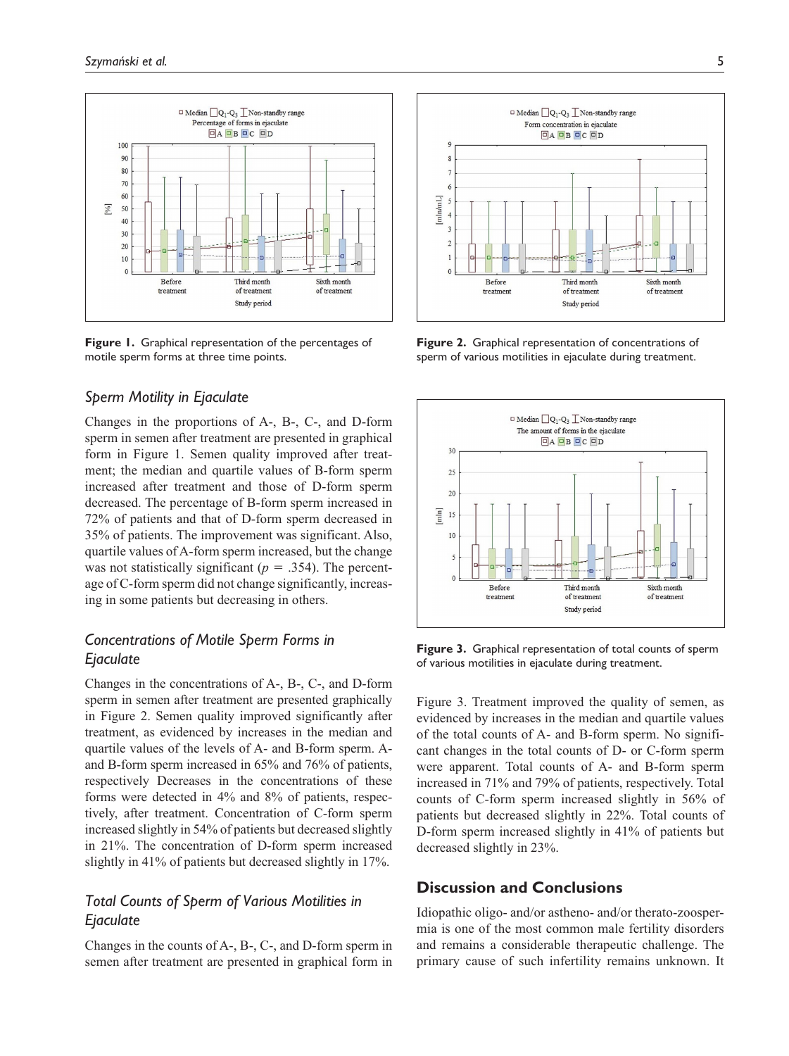**Figure 1.** Graphical representation of the percentages of motile sperm forms at three time points.

**Figure 2.** Graphical representation of concentrations of sperm of various motilities in ejaculate during treatment.

### Sperm Motility in Ejaculate

Changes in the proportions of A-, B-, C-, and D-form sperm in semen after treatment are presented in graphical form in Figure 1. Semen quality improved after treatment; the median and quartile values of B-form sperm increased after treatment and those of D-form sperm decreased. The percentage of B-form sperm increased in 72% of patients and that of D-form sperm decreased in 35% of patients. The improvement was significant. Also, quartile values of A-form sperm increased, but the change was not statistically significant ($p$ = .354). The percentage of C-form sperm did not change significantly, increasing in some patients but decreasing in others.

### Concentrations of Motile Sperm Forms in Ejaculate

Changes in the concentrations of A-, B-, C-, and D-form sperm in semen after treatment are presented graphically in Figure 2. Semen quality improved significantly after treatment, as evidenced by increases in the median and quartile values of the levels of A- and B-form sperm. A- and B-form sperm increased in 65% and 76% of patients, respectively Decreases in the concentrations of these forms were detected in 4% and 8% of patients, respectively, after treatment. Concentration of C-form sperm increased slightly in 54% of patients but decreased slightly in 21%. The concentration of D-form sperm increased slightly in 41% of patients but decreased slightly in 17%.

### Total Counts of Sperm of Various Motilities in Ejaculate

Changes in the counts of A-, B-, C-, and D-form sperm in semen after treatment are presented in graphical form in Figure 3. Treatment improved the quality of semen, as evidenced by increases in the median and quartile values of the total counts of A- and B-form sperm. No significant changes in the total counts of D- or C-form sperm were apparent. Total counts of A- and B-form sperm increased in 71% and 79% of patients, respectively. Total counts of C-form sperm increased slightly in 56% of patients but decreased slightly in 22%. Total counts of D-form sperm increased slightly in 41% of patients but decreased slightly in 23%.

**Figure 3.** Graphical representation of total counts of sperm of various motilities in ejaculate during treatment.

## Discussion and Conclusions

Idiopathic oligo- and/or astheno- and/or therato-zoospermia is one of the most common male fertility disorders and remains a considerable therapeutic challenge. The primary cause of such infertility remains unknown. It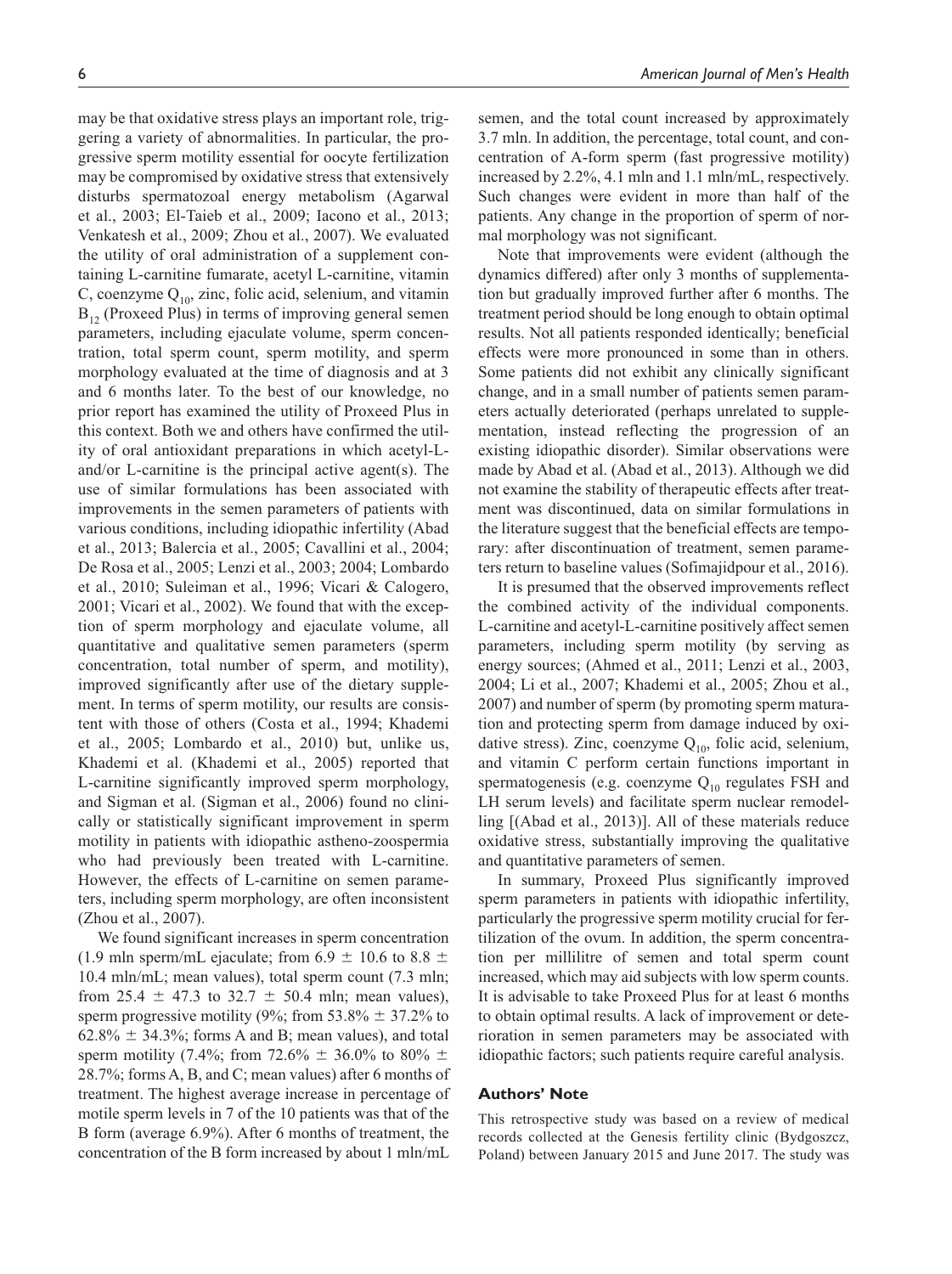may be that oxidative stress plays an important role, triggering a variety of abnormalities. In particular, the progressive sperm motility essential for oocyte fertilization may be compromised by oxidative stress that extensively disturbs spermatozoal energy metabolism (Agarwal et al., 2003; El-Taieb et al., 2009; Iacono et al., 2013; Venkatesh et al., 2009; Zhou et al., 2007). We evaluated the utility of oral administration of a supplement containing L-carnitine fumarate, acetyl L-carnitine, vitamin C, coenzyme $Q_{10}$, zinc, folic acid, selenium, and vitamin $B_{12}$ (Proxeed Plus) in terms of improving general semen parameters, including ejaculate volume, sperm concentration, total sperm count, sperm motility, and sperm morphology evaluated at the time of diagnosis and at 3 and 6 months later. To the best of our knowledge, no prior report has examined the utility of Proxeed Plus in this context. Both we and others have confirmed the utility of oral antioxidant preparations in which acetyl-L-and/or L-carnitine is the principal active agent(s). The use of similar formulations has been associated with improvements in the semen parameters of patients with various conditions, including idiopathic infertility (Abad et al., 2013; Balercia et al., 2005; Cavallini et al., 2004; De Rosa et al., 2005; Lenzi et al., 2003; 2004; Lombardo et al., 2010; Suleiman et al., 1996; Vicari & Calogero, 2001; Vicari et al., 2002). We found that with the exception of sperm morphology and ejaculate volume, all quantitative and qualitative semen parameters (sperm concentration, total number of sperm, and motility), improved significantly after use of the dietary supplement. In terms of sperm motility, our results are consistent with those of others (Costa et al., 1994; Khademi et al., 2005; Lombardo et al., 2010) but, unlike us, Khademi et al. (Khademi et al., 2005) reported that L-carnitine significantly improved sperm morphology, and Sigman et al. (Sigman et al., 2006) found no clinically or statistically significant improvement in sperm motility in patients with idiopathic astheno-zoospermia who had previously been treated with L-carnitine. However, the effects of L-carnitine on semen parameters, including sperm morphology, are often inconsistent (Zhou et al., 2007).

We found significant increases in sperm concentration (1.9 mln sperm/mL ejaculate; from $6.9 \pm 10.6$ to $8.8 \pm 10.4$ mln/mL; mean values), total sperm count (7.3 mln; from $25.4 \pm 47.3$ to $32.7 \pm 50.4$ mln; mean values), sperm progressive motility (9%; from $53.8\% \pm 37.2\%$ to $62.8\% \pm 34.3\%$; forms A and B; mean values), and total sperm motility (7.4%; from $72.6\% \pm 36.0\%$ to $80\% \pm 28.7\%$; forms A, B, and C; mean values) after 6 months of treatment. The highest average increase in percentage of motile sperm levels in 7 of the 10 patients was that of the B form (average 6.9%). After 6 months of treatment, the concentration of the B form increased by about 1 mln/mL semen, and the total count increased by approximately 3.7 mln. In addition, the percentage, total count, and concentration of A-form sperm (fast progressive motility) increased by 2.2%, 4.1 mln and 1.1 mln/mL, respectively. Such changes were evident in more than half of the patients. Any change in the proportion of sperm of normal morphology was not significant.

Note that improvements were evident (although the dynamics differed) after only 3 months of supplementation but gradually improved further after 6 months. The treatment period should be long enough to obtain optimal results. Not all patients responded identically; beneficial effects were more pronounced in some than in others. Some patients did not exhibit any clinically significant change, and in a small number of patients semen parameters actually deteriorated (perhaps unrelated to supplementation, instead reflecting the progression of an existing idiopathic disorder). Similar observations were made by Abad et al. (Abad et al., 2013). Although we did not examine the stability of therapeutic effects after treatment was discontinued, data on similar formulations in the literature suggest that the beneficial effects are temporary: after discontinuation of treatment, semen parameters return to baseline values (Sofimajidpour et al., 2016).

It is presumed that the observed improvements reflect the combined activity of the individual components. L-carnitine and acetyl-L-carnitine positively affect semen parameters, including sperm motility (by serving as energy sources; (Ahmed et al., 2011; Lenzi et al., 2003, 2004; Li et al., 2007; Khademi et al., 2005; Zhou et al., 2007) and number of sperm (by promoting sperm maturation and protecting sperm from damage induced by oxidative stress). Zinc, coenzyme $Q_{10}$, folic acid, selenium, and vitamin C perform certain functions important in spermatogenesis (e.g. coenzyme $Q_{10}$ regulates FSH and LH serum levels) and facilitate sperm nuclear remodelling [(Abad et al., 2013)]. All of these materials reduce oxidative stress, substantially improving the qualitative and quantitative parameters of semen.

In summary, Proxeed Plus significantly improved sperm parameters in patients with idiopathic infertility, particularly the progressive sperm motility crucial for fertilization of the ovum. In addition, the sperm concentration per millilitre of semen and total sperm count increased, which may aid subjects with low sperm counts. It is advisable to take Proxeed Plus for at least 6 months to obtain optimal results. A lack of improvement or deterioration in semen parameters may be associated with idiopathic factors; such patients require careful analysis.

## Authors' Note

This retrospective study was based on a review of medical records collected at the Genesis fertility clinic (Bydgoszcz, Poland) between January 2015 and June 2017. The study was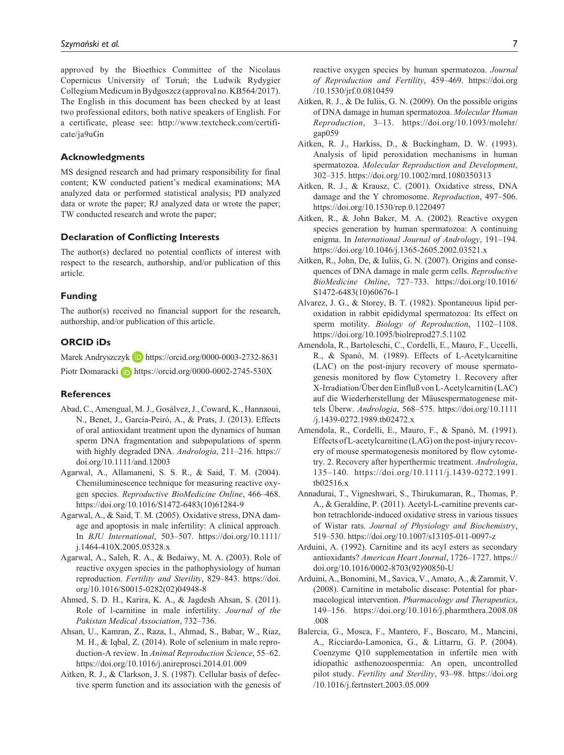approved by the Bioethics Committee of the Nicolaus Copernicus University of Toruń; the Ludwik Rydygier Collegium Medicum in Bydgoszcz (approval no. KB564/2017). The English in this document has been checked by at least two professional editors, both native speakers of English. For a certificate, please see: http://www.textcheck.com/certificate/ja9uGn

## Acknowledgments

MS designed research and had primary responsibility for final content; KW conducted patient's medical examinations; MA analyzed data or performed statistical analysis; PD analyzed data or wrote the paper; RJ analyzed data or wrote the paper; TW conducted research and wrote the paper;

## Declaration of Conflicting Interests

The author(s) declared no potential conflicts of interest with respect to the research, authorship, and/or publication of this article.

## Funding

The author(s) received no financial support for the research, authorship, and/or publication of this article.

## ORCID iDs

Marek Andryszczyk https://orcid.org/0000-0003-2732-8631

Piotr Domaracki https://orcid.org/0000-0002-2745-530X

## References

Abad, C., Amengual, M. J., Gosálvez, J., Coward, K., Hannaoui, N., Benet, J., García-Peiró, A., & Prats, J. (2013). Effects of oral antioxidant treatment upon the dynamics of human sperm DNA fragmentation and subpopulations of sperm with highly degraded DNA. *Andrologia*, 211–216. https://doi.org/10.1111/and.12003

Agarwal, A., Allamaneni, S. S. R., & Said, T. M. (2004). Chemiluminescence technique for measuring reactive oxygen species. *Reproductive BioMedicine Online*, 466–468. https://doi.org/10.1016/S1472-6483(10)61284-9

Agarwal, A., & Said, T. M. (2005). Oxidative stress, DNA damage and apoptosis in male infertility: A clinical approach. In *BJU International*, 503–507. https://doi.org/10.1111/j.1464-410X.2005.05328.x

Agarwal, A., Saleh, R. A., & Bedaiwy, M. A. (2003). Role of reactive oxygen species in the pathophysiology of human reproduction. *Fertility and Sterility*, 829–843. https://doi.org/10.1016/S0015-0282(02)04948-8

Ahmed, S. D. H., Karira, K. A., & Jagdesh Ahsan, S. (2011). Role of l-carnitine in male infertility. *Journal of the Pakistan Medical Association*, 732–736.

Ahsan, U., Kamran, Z., Raza, I., Ahmad, S., Babar, W., Riaz, M. H., & Iqbal, Z. (2014). Role of selenium in male reproduction-A review. In *Animal Reproduction Science*, 55–62. https://doi.org/10.1016/j.anireprosci.2014.01.009

Aitken, R. J., & Clarkson, J. S. (1987). Cellular basis of defective sperm function and its association with the genesis of reactive oxygen species by human spermatozoa. *Journal of Reproduction and Fertility*, 459–469. https://doi.org/10.1530/jrf.0.0810459

Aitken, R. J., & De Iuliis, G. N. (2009). On the possible origins of DNA damage in human spermatozoa. *Molecular Human Reproduction*, 3–13. https://doi.org/10.1093/molehr/gap059

Aitken, R. J., Harkiss, D., & Buckingham, D. W. (1993). Analysis of lipid peroxidation mechanisms in human spermatozoa. *Molecular Reproduction and Development*, 302–315. https://doi.org/10.1002/mrd.1080350313

Aitken, R. J., & Krausz, C. (2001). Oxidative stress, DNA damage and the Y chromosome. *Reproduction*, 497–506. https://doi.org/10.1530/rep.0.1220497

Aitken, R., & John Baker, M. A. (2002). Reactive oxygen species generation by human spermatozoa: A continuing enigma. In *International Journal of Andrology*, 191–194. https://doi.org/10.1046/j.1365-2605.2002.03521.x

Aitken, R., John, De, & Iuliis, G. N. (2007). Origins and consequences of DNA damage in male germ cells. *Reproductive BioMedicine Online*, 727–733. https://doi.org/10.1016/S1472-6483(10)60676-1

Alvarez, J. G., & Storey, B. T. (1982). Spontaneous lipid peroxidation in rabbit epididymal spermatozoa: Its effect on sperm motility. *Biology of Reproduction*, 1102–1108. https://doi.org/10.1095/biolreprod27.5.1102

Amendola, R., Bartoleschi, C., Cordelli, E., Mauro, F., Uccelli, R., & Spanò, M. (1989). Effects of L-Acetylcarnitine (LAC) on the post-injury recovery of mouse spermatogenesis monitored by flow Cytometry 1. Recovery after X-Irradiation/Über den Einfluß von L-Acetylcarnitin (LAC) auf die Wiederherstellung der Mäusespermatogenese mittels Überw. *Andrologia*, 568–575. https://doi.org/10.1111/j.1439-0272.1989.tb02472.x

Amendola, R., Cordelli, E., Mauro, F., & Spanò, M. (1991). Effects of L-acetylcarnitine (LAG) on the post-injury recovery of mouse spermatogenesis monitored by flow cytometry. 2. Recovery after hyperthermic treatment. *Andrologia*, 135–140. https://doi.org/10.1111/j.1439-0272.1991.tb02516.x

Annadurai, T., Vigneshwari, S., Thirukumaran, R., Thomas, P. A., & Geraldine, P. (2011). Acetyl-L-carnitine prevents carbon tetrachloride-induced oxidative stress in various tissues of Wistar rats. *Journal of Physiology and Biochemistry*, 519–530. https://doi.org/10.1007/s13105-011-0097-z

Arduini, A. (1992). Carnitine and its acyl esters as secondary antioxidants? *American Heart Journal*, 1726–1727. https://doi.org/10.1016/0002-8703(92)90850-U

Arduini, A., Bonomini, M., Savica, V., Amato, A., & Zammit, V. (2008). Carnitine in metabolic disease: Potential for pharmacological intervention. *Pharmacology and Therapeutics*, 149–156. https://doi.org/10.1016/j.pharmthera.2008.08.008

Balercia, G., Mosca, F., Mantero, F., Boscaro, M., Mancini, A., Ricciardo-Lamonica, G., & Littarru, G. P. (2004). Coenzyme Q10 supplementation in infertile men with idiopathic asthenozoospermia: An open, uncontrolled pilot study. *Fertility and Sterility*, 93–98. https://doi.org/10.1016/j.fertnstert.2003.05.009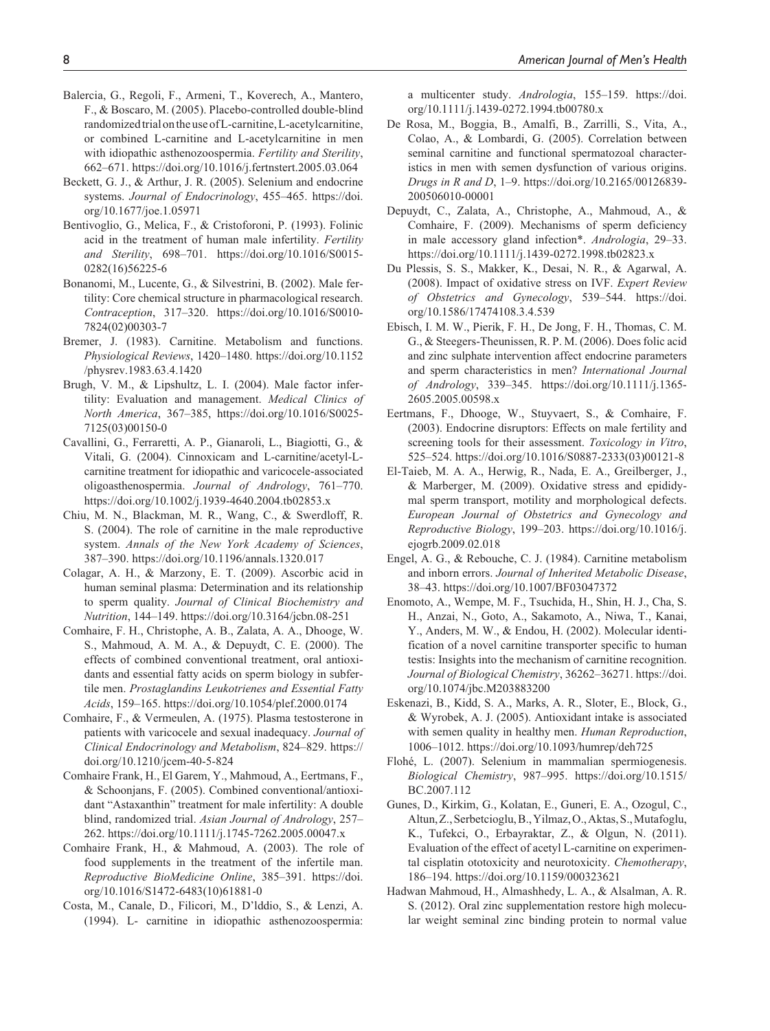Balercia, G., Regoli, F., Armeni, T., Koverech, A., Mantero, F., & Boscaro, M. (2005). Placebo-controlled double-blind randomized trial on the use of L-carnitine, L-acetylcarnitine, or combined L-carnitine and L-acetylcarnitine in men with idiopathic asthenozoospermia. *Fertility and Sterility*, 662–671. https://doi.org/10.1016/j.fertnstert.2005.03.064

Beckett, G. J., & Arthur, J. R. (2005). Selenium and endocrine systems. *Journal of Endocrinology*, 455–465. https://doi.org/10.1677/joe.1.05971

Bentivoglio, G., Melica, F., & Cristoforoni, P. (1993). Folinic acid in the treatment of human male infertility. *Fertility and Sterility*, 698–701. https://doi.org/10.1016/S0015-0282(16)56225-6

Bonanomi, M., Lucente, G., & Silvestrini, B. (2002). Male fertility: Core chemical structure in pharmacological research. *Contraception*, 317–320. https://doi.org/10.1016/S0010-7824(02)00303-7

Bremer, J. (1983). Carnitine. Metabolism and functions. *Physiological Reviews*, 1420–1480. https://doi.org/10.1152/physrev.1983.63.4.1420

Brugh, V. M., & Lipshultz, L. I. (2004). Male factor infertility: Evaluation and management. *Medical Clinics of North America*, 367–385, https://doi.org/10.1016/S0025-7125(03)00150-0

Cavallini, G., Ferraretti, A. P., Gianaroli, L., Biagiotti, G., & Vitali, G. (2004). Cinnoxicam and L-carnitine/acetyl-L-carnitine treatment for idiopathic and varicocele-associated oligoasthenospermia. *Journal of Andrology*, 761–770. https://doi.org/10.1002/j.1939-4640.2004.tb02853.x

Chiu, M. N., Blackman, M. R., Wang, C., & Swerdloff, R. S. (2004). The role of carnitine in the male reproductive system. *Annals of the New York Academy of Sciences*, 387–390. https://doi.org/10.1196/annals.1320.017

Colagar, A. H., & Marzony, E. T. (2009). Ascorbic acid in human seminal plasma: Determination and its relationship to sperm quality. *Journal of Clinical Biochemistry and Nutrition*, 144–149. https://doi.org/10.3164/jcbn.08-251

Comhaire, F. H., Christophe, A. B., Zalata, A. A., Dhooge, W. S., Mahmoud, A. M. A., & Depuydt, C. E. (2000). The effects of combined conventional treatment, oral antioxidants and essential fatty acids on sperm biology in subfertile men. *Prostaglandins Leukotrienes and Essential Fatty Acids*, 159–165. https://doi.org/10.1054/plef.2000.0174

Comhaire, F., & Vermeulen, A. (1975). Plasma testosterone in patients with varicocele and sexual inadequacy. *Journal of Clinical Endocrinology and Metabolism*, 824–829. https://doi.org/10.1210/jcem-40-5-824

Comhaire Frank, H., El Garem, Y., Mahmoud, A., Eertmans, F., & Schoonjans, F. (2005). Combined conventional/antioxidant "Astaxanthin" treatment for male infertility: A double blind, randomized trial. *Asian Journal of Andrology*, 257–262. https://doi.org/10.1111/j.1745-7262.2005.00047.x

Comhaire Frank, H., & Mahmoud, A. (2003). The role of food supplements in the treatment of the infertile man. *Reproductive BioMedicine Online*, 385–391. https://doi.org/10.1016/S1472-6483(10)61881-0

Costa, M., Canale, D., Filicori, M., D'lddio, S., & Lenzi, A. (1994). L- carnitine in idiopathic asthenozoospermia: a multicenter study. *Andrologia*, 155–159. https://doi.org/10.1111/j.1439-0272.1994.tb00780.x

De Rosa, M., Boggia, B., Amalfi, B., Zarrilli, S., Vita, A., Colao, A., & Lombardi, G. (2005). Correlation between seminal carnitine and functional spermatozoal characteristics in men with semen dysfunction of various origins. *Drugs in R and D*, 1–9. https://doi.org/10.2165/00126839-200506010-00001

Depuydt, C., Zalata, A., Christophe, A., Mahmoud, A., & Comhaire, F. (2009). Mechanisms of sperm deficiency in male accessory gland infection*. *Andrologia*, 29–33. https://doi.org/10.1111/j.1439-0272.1998.tb02823.x

Du Plessis, S. S., Makker, K., Desai, N. R., & Agarwal, A. (2008). Impact of oxidative stress on IVF. *Expert Review of Obstetrics and Gynecology*, 539–544. https://doi.org/10.1586/17474108.3.4.539

Ebisch, I. M. W., Pierik, F. H., De Jong, F. H., Thomas, C. M. G., & Steegers-Theunissen, R. P. M. (2006). Does folic acid and zinc sulphate intervention affect endocrine parameters and sperm characteristics in men? *International Journal of Andrology*, 339–345. https://doi.org/10.1111/j.1365-2605.2005.00598.x

Eertmans, F., Dhooge, W., Stuyvaert, S., & Comhaire, F. (2003). Endocrine disruptors: Effects on male fertility and screening tools for their assessment. *Toxicology in Vitro*, 525–524. https://doi.org/10.1016/S0887-2333(03)00121-8

El-Taieb, M. A. A., Herwig, R., Nada, E. A., Greilberger, J., & Marberger, M. (2009). Oxidative stress and epididymal sperm transport, motility and morphological defects. *European Journal of Obstetrics and Gynecology and Reproductive Biology*, 199–203. https://doi.org/10.1016/j.ejogrb.2009.02.018

Engel, A. G., & Rebouche, C. J. (1984). Carnitine metabolism and inborn errors. *Journal of Inherited Metabolic Disease*, 38–43. https://doi.org/10.1007/BF03047372

Enomoto, A., Wempe, M. F., Tsuchida, H., Shin, H. J., Cha, S. H., Anzai, N., Goto, A., Sakamoto, A., Niwa, T., Kanai, Y., Anders, M. W., & Endou, H. (2002). Molecular identification of a novel carnitine transporter specific to human testis: Insights into the mechanism of carnitine recognition. *Journal of Biological Chemistry*, 36262–36271. https://doi.org/10.1074/jbc.M203883200

Eskenazi, B., Kidd, S. A., Marks, A. R., Sloter, E., Block, G., & Wyrobek, A. J. (2005). Antioxidant intake is associated with semen quality in healthy men. *Human Reproduction*, 1006–1012. https://doi.org/10.1093/humrep/deh725

Flohé, L. (2007). Selenium in mammalian spermiogenesis. *Biological Chemistry*, 987–995. https://doi.org/10.1515/BC.2007.112

Gunes, D., Kirkim, G., Kolatan, E., Guneri, E. A., Ozogul, C., Altun, Z., Serbetcioglu, B., Yilmaz, O., Aktas, S., Mutafoglu, K., Tufekci, O., Erbayraktar, Z., & Olgun, N. (2011). Evaluation of the effect of acetyl L-carnitine on experimental cisplatin ototoxicity and neurotoxicity. *Chemotherapy*, 186–194. https://doi.org/10.1159/000323621

Hadwan Mahmoud, H., Almashhedy, L. A., & Alsalman, A. R. S. (2012). Oral zinc supplementation restore high molecular weight seminal zinc binding protein to normal value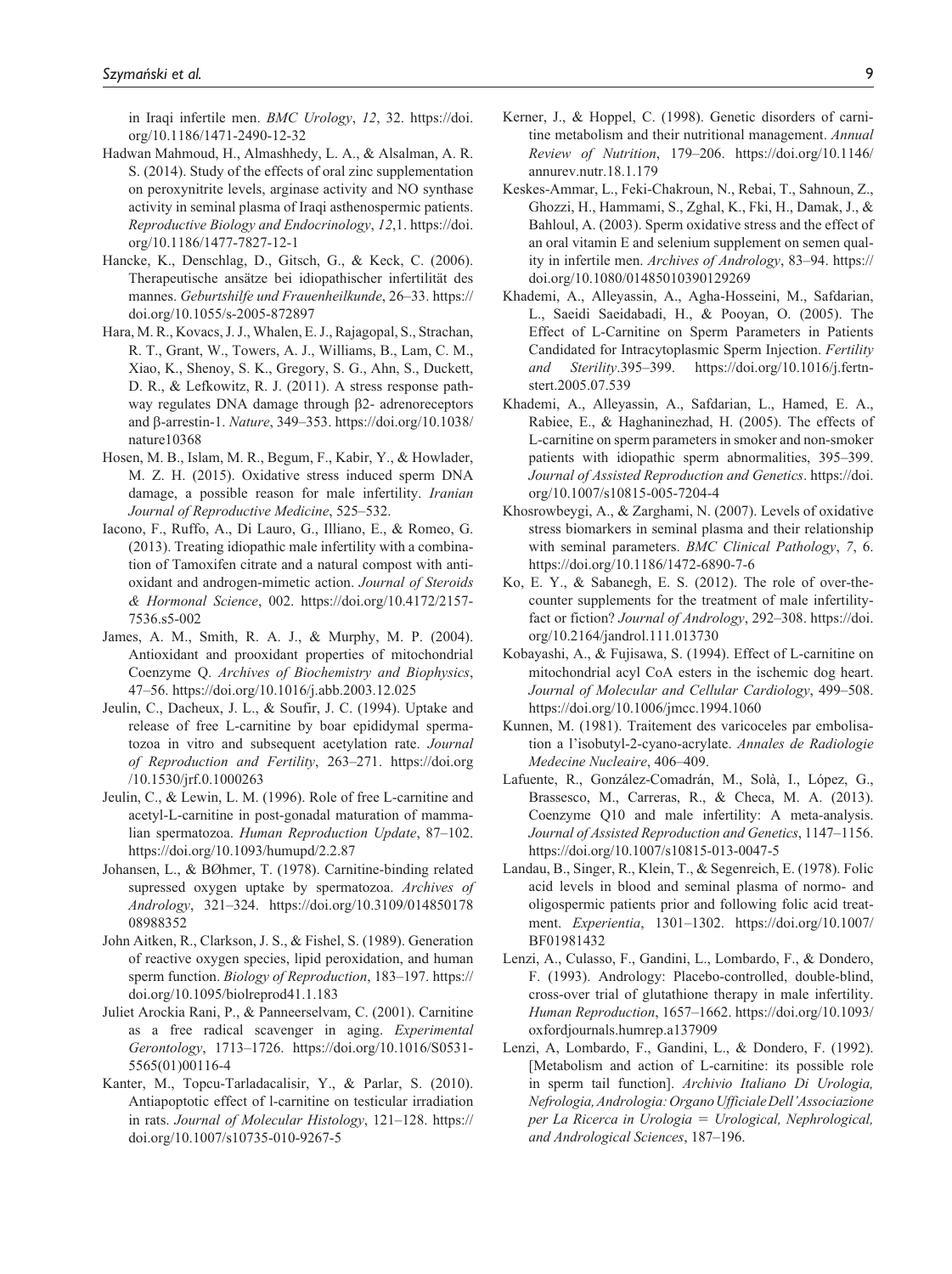in Iraqi infertile men. *BMC Urology*, *12*, 32. https://doi.org/10.1186/1471-2490-12-32

Hadwan Mahmoud, H., Almashhedy, L. A., & Alsalman, A. R. S. (2014). Study of the effects of oral zinc supplementation on peroxynitrite levels, arginase activity and NO synthase activity in seminal plasma of Iraqi asthenospermic patients. *Reproductive Biology and Endocrinology*, *12*,1. https://doi.org/10.1186/1477-7827-12-1

Hancke, K., Denschlag, D., Gitsch, G., & Keck, C. (2006). Therapeutische ansätze bei idiopathischer infertilität des mannes. *Geburtshilfe und Frauenheilkunde*, 26–33. https://doi.org/10.1055/s-2005-872897

Hara, M. R., Kovacs, J. J., Whalen, E. J., Rajagopal, S., Strachan, R. T., Grant, W., Towers, A. J., Williams, B., Lam, C. M., Xiao, K., Shenoy, S. K., Gregory, S. G., Ahn, S., Duckett, D. R., & Lefkowitz, R. J. (2011). A stress response pathway regulates DNA damage through β2- adrenoreceptors and β-arrestin-1. *Nature*, 349–353. https://doi.org/10.1038/nature10368

Hosen, M. B., Islam, M. R., Begum, F., Kabir, Y., & Howlader, M. Z. H. (2015). Oxidative stress induced sperm DNA damage, a possible reason for male infertility. *Iranian Journal of Reproductive Medicine*, 525–532.

Iacono, F., Ruffo, A., Di Lauro, G., Illiano, E., & Romeo, G. (2013). Treating idiopathic male infertility with a combination of Tamoxifen citrate and a natural compost with antioxidant and androgen-mimetic action. *Journal of Steroids & Hormonal Science*, 002. https://doi.org/10.4172/2157-7536.s5-002

James, A. M., Smith, R. A. J., & Murphy, M. P. (2004). Antioxidant and prooxidant properties of mitochondrial Coenzyme Q. *Archives of Biochemistry and Biophysics*, 47–56. https://doi.org/10.1016/j.abb.2003.12.025

Jeulin, C., Dacheux, J. L., & Soufir, J. C. (1994). Uptake and release of free L-carnitine by boar epididymal spermatozoa in vitro and subsequent acetylation rate. *Journal of Reproduction and Fertility*, 263–271. https://doi.org/10.1530/jrf.0.1000263

Jeulin, C., & Lewin, L. M. (1996). Role of free L-carnitine and acetyl-L-carnitine in post-gonadal maturation of mammalian spermatozoa. *Human Reproduction Update*, 87–102. https://doi.org/10.1093/humupd/2.2.87

Johansen, L., & BØhmer, T. (1978). Carnitine-binding related supressed oxygen uptake by spermatozoa. *Archives of Andrology*, 321–324. https://doi.org/10.3109/01485017808988352

John Aitken, R., Clarkson, J. S., & Fishel, S. (1989). Generation of reactive oxygen species, lipid peroxidation, and human sperm function. *Biology of Reproduction*, 183–197. https://doi.org/10.1095/biolreprod41.1.183

Juliet Arockia Rani, P., & Panneerselvam, C. (2001). Carnitine as a free radical scavenger in aging. *Experimental Gerontology*, 1713–1726. https://doi.org/10.1016/S0531-5565(01)00116-4

Kanter, M., Topcu-Tarladacalisir, Y., & Parlar, S. (2010). Antiapoptotic effect of l-carnitine on testicular irradiation in rats. *Journal of Molecular Histology*, 121–128. https://doi.org/10.1007/s10735-010-9267-5

Kerner, J., & Hoppel, C. (1998). Genetic disorders of carnitine metabolism and their nutritional management. *Annual Review of Nutrition*, 179–206. https://doi.org/10.1146/annurev.nutr.18.1.179

Keskes-Ammar, L., Feki-Chakroun, N., Rebai, T., Sahnoun, Z., Ghozzi, H., Hammami, S., Zghal, K., Fki, H., Damak, J., & Bahloul, A. (2003). Sperm oxidative stress and the effect of an oral vitamin E and selenium supplement on semen quality in infertile men. *Archives of Andrology*, 83–94. https://doi.org/10.1080/01485010390129269

Khademi, A., Alleyassin, A., Agha-Hosseini, M., Safdarian, L., Saeidi Saeidabadi, H., & Pooyan, O. (2005). The Effect of L-Carnitine on Sperm Parameters in Patients Candidated for Intracytoplasmic Sperm Injection. *Fertility and Sterility*.395–399. https://doi.org/10.1016/j.fertnstert.2005.07.539

Khademi, A., Alleyassin, A., Safdarian, L., Hamed, E. A., Rabiee, E., & Haghaninezhad, H. (2005). The effects of L-carnitine on sperm parameters in smoker and non-smoker patients with idiopathic sperm abnormalities, 395–399. *Journal of Assisted Reproduction and Genetics*. https://doi.org/10.1007/s10815-005-7204-4

Khosrowbeygi, A., & Zarghami, N. (2007). Levels of oxidative stress biomarkers in seminal plasma and their relationship with seminal parameters. *BMC Clinical Pathology*, *7*, 6. https://doi.org/10.1186/1472-6890-7-6

Ko, E. Y., & Sabanegh, E. S. (2012). The role of over-the-counter supplements for the treatment of male infertility-fact or fiction? *Journal of Andrology*, 292–308. https://doi.org/10.2164/jandrol.111.013730

Kobayashi, A., & Fujisawa, S. (1994). Effect of L-carnitine on mitochondrial acyl CoA esters in the ischemic dog heart. *Journal of Molecular and Cellular Cardiology*, 499–508. https://doi.org/10.1006/jmcc.1994.1060

Kunnen, M. (1981). Traitement des varicoceles par embolisation a l'isobutyl-2-cyano-acrylate. *Annales de Radiologie Medecine Nucleaire*, 406–409.

Lafuente, R., González-Comadrán, M., Solà, I., López, G., Brassesco, M., Carreras, R., & Checa, M. A. (2013). Coenzyme Q10 and male infertility: A meta-analysis. *Journal of Assisted Reproduction and Genetics*, 1147–1156. https://doi.org/10.1007/s10815-013-0047-5

Landau, B., Singer, R., Klein, T., & Segenreich, E. (1978). Folic acid levels in blood and seminal plasma of normo- and oligospermic patients prior and following folic acid treatment. *Experientia*, 1301–1302. https://doi.org/10.1007/BF01981432

Lenzi, A., Culasso, F., Gandini, L., Lombardo, F., & Dondero, F. (1993). Andrology: Placebo-controlled, double-blind, cross-over trial of glutathione therapy in male infertility. *Human Reproduction*, 1657–1662. https://doi.org/10.1093/oxfordjournals.humrep.a137909

Lenzi, A, Lombardo, F., Gandini, L., & Dondero, F. (1992). [Metabolism and action of L-carnitine: its possible role in sperm tail function]. *Archivio Italiano Di Urologia, Nefrologia, Andrologia: Organo Ufficiale Dell'Associazione per La Ricerca in Urologia = Urological, Nephrological, and Andrological Sciences*, 187–196.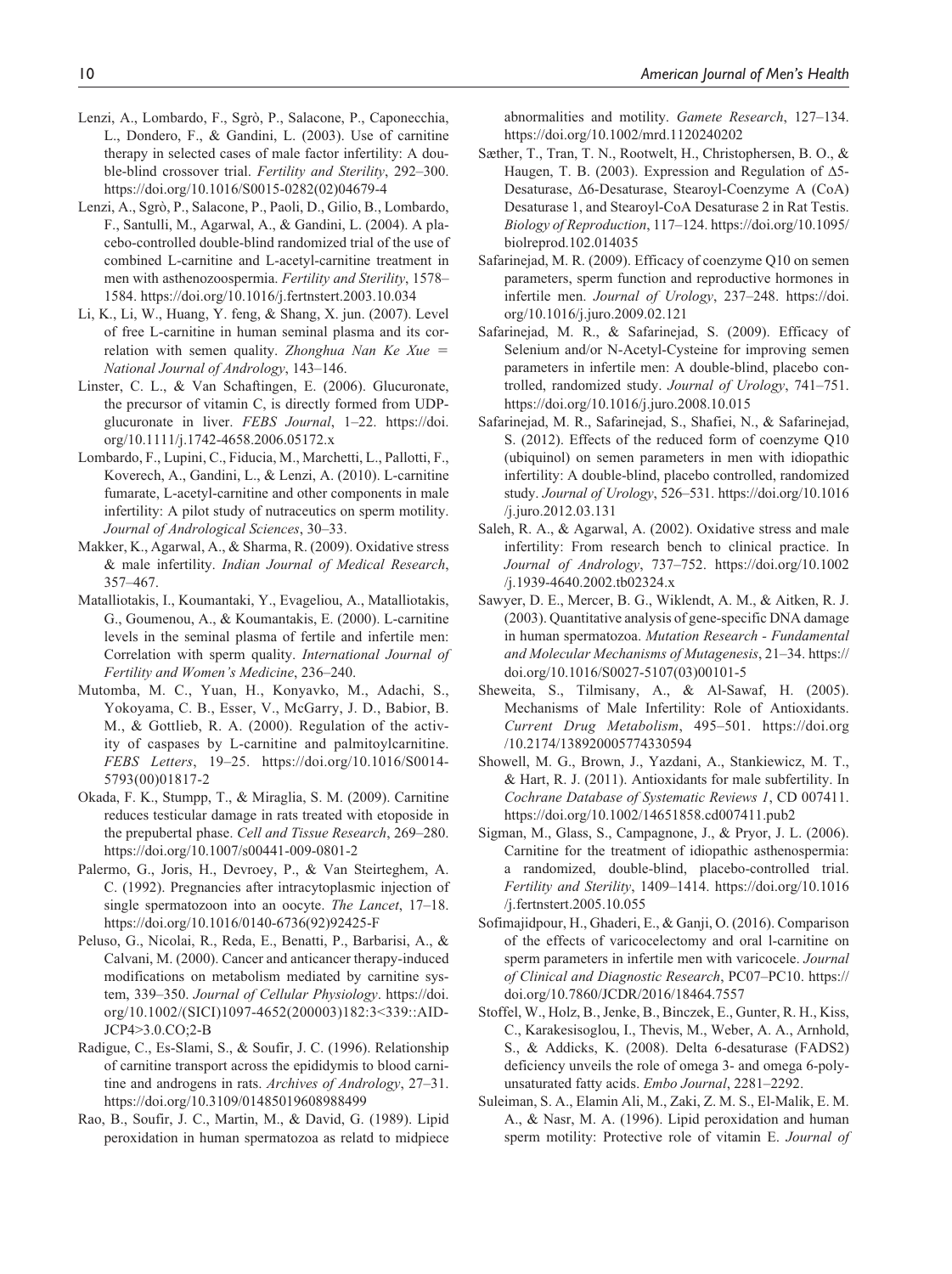Lenzi, A., Lombardo, F., Sgrò, P., Salacone, P., Caponecchia, L., Dondero, F., & Gandini, L. (2003). Use of carnitine therapy in selected cases of male factor infertility: A double-blind crossover trial. *Fertility and Sterility*, 292–300. https://doi.org/10.1016/S0015-0282(02)04679-4

Lenzi, A., Sgrò, P., Salacone, P., Paoli, D., Gilio, B., Lombardo, F., Santulli, M., Agarwal, A., & Gandini, L. (2004). A placebo-controlled double-blind randomized trial of the use of combined L-carnitine and L-acetyl-carnitine treatment in men with asthenozoospermia. *Fertility and Sterility*, 1578–1584. https://doi.org/10.1016/j.fertnstert.2003.10.034

Li, K., Li, W., Huang, Y. feng, & Shang, X. jun. (2007). Level of free L-carnitine in human seminal plasma and its correlation with semen quality. *Zhonghua Nan Ke Xue = National Journal of Andrology*, 143–146.

Linster, C. L., & Van Schaftingen, E. (2006). Glucuronate, the precursor of vitamin C, is directly formed from UDP-glucuronate in liver. *FEBS Journal*, 1–22. https://doi.org/10.1111/j.1742-4658.2006.05172.x

Lombardo, F., Lupini, C., Fiducia, M., Marchetti, L., Pallotti, F., Koverech, A., Gandini, L., & Lenzi, A. (2010). L-carnitine fumarate, L-acetyl-carnitine and other components in male infertility: A pilot study of nutraceutics on sperm motility. *Journal of Andrological Sciences*, 30–33.

Makker, K., Agarwal, A., & Sharma, R. (2009). Oxidative stress & male infertility. *Indian Journal of Medical Research*, 357–467.

Matalliotakis, I., Koumantaki, Y., Evageliou, A., Matalliotakis, G., Goumenou, A., & Koumantakis, E. (2000). L-carnitine levels in the seminal plasma of fertile and infertile men: Correlation with sperm quality. *International Journal of Fertility and Women's Medicine*, 236–240.

Mutomba, M. C., Yuan, H., Konyavko, M., Adachi, S., Yokoyama, C. B., Esser, V., McGarry, J. D., Babior, B. M., & Gottlieb, R. A. (2000). Regulation of the activity of caspases by L-carnitine and palmitoylcarnitine. *FEBS Letters*, 19–25. https://doi.org/10.1016/S0014-5793(00)01817-2

Okada, F. K., Stumpp, T., & Miraglia, S. M. (2009). Carnitine reduces testicular damage in rats treated with etoposide in the prepubertal phase. *Cell and Tissue Research*, 269–280. https://doi.org/10.1007/s00441-009-0801-2

Palermo, G., Joris, H., Devroey, P., & Van Steirteghem, A. C. (1992). Pregnancies after intracytoplasmic injection of single spermatozoon into an oocyte. *The Lancet*, 17–18. https://doi.org/10.1016/0140-6736(92)92425-F

Peluso, G., Nicolai, R., Reda, E., Benatti, P., Barbarisi, A., & Calvani, M. (2000). Cancer and anticancer therapy-induced modifications on metabolism mediated by carnitine system, 339–350. *Journal of Cellular Physiology*. https://doi.org/10.1002/(SICI)1097-4652(200003)182:3<339::AID-JCP4>3.0.CO;2-B

Radigue, C., Es-Slami, S., & Soufir, J. C. (1996). Relationship of carnitine transport across the epididymis to blood carnitine and androgens in rats. *Archives of Andrology*, 27–31. https://doi.org/10.3109/01485019608988499

Rao, B., Soufir, J. C., Martin, M., & David, G. (1989). Lipid peroxidation in human spermatozoa as relatd to midpiece abnormalities and motility. *Gamete Research*, 127–134. https://doi.org/10.1002/mrd.1120240202

Sæther, T., Tran, T. N., Rootwelt, H., Christophersen, B. O., & Haugen, T. B. (2003). Expression and Regulation of Δ5-Desaturase, Δ6-Desaturase, Stearoyl-Coenzyme A (CoA) Desaturase 1, and Stearoyl-CoA Desaturase 2 in Rat Testis. *Biology of Reproduction*, 117–124. https://doi.org/10.1095/biolreprod.102.014035

Safarinejad, M. R. (2009). Efficacy of coenzyme Q10 on semen parameters, sperm function and reproductive hormones in infertile men. *Journal of Urology*, 237–248. https://doi.org/10.1016/j.juro.2009.02.121

Safarinejad, M. R., & Safarinejad, S. (2009). Efficacy of Selenium and/or N-Acetyl-Cysteine for improving semen parameters in infertile men: A double-blind, placebo controlled, randomized study. *Journal of Urology*, 741–751. https://doi.org/10.1016/j.juro.2008.10.015

Safarinejad, M. R., Safarinejad, S., Shafiei, N., & Safarinejad, S. (2012). Effects of the reduced form of coenzyme Q10 (ubiquinol) on semen parameters in men with idiopathic infertility: A double-blind, placebo controlled, randomized study. *Journal of Urology*, 526–531. https://doi.org/10.1016/j.juro.2012.03.131

Saleh, R. A., & Agarwal, A. (2002). Oxidative stress and male infertility: From research bench to clinical practice. In *Journal of Andrology*, 737–752. https://doi.org/10.1002/j.1939-4640.2002.tb02324.x

Sawyer, D. E., Mercer, B. G., Wiklendt, A. M., & Aitken, R. J. (2003). Quantitative analysis of gene-specific DNA damage in human spermatozoa. *Mutation Research - Fundamental and Molecular Mechanisms of Mutagenesis*, 21–34. https://doi.org/10.1016/S0027-5107(03)00101-5

Sheweita, S., Tilmisany, A., & Al-Sawaf, H. (2005). Mechanisms of Male Infertility: Role of Antioxidants. *Current Drug Metabolism*, 495–501. https://doi.org/10.2174/138920005774330594

Showell, M. G., Brown, J., Yazdani, A., Stankiewicz, M. T., & Hart, R. J. (2011). Antioxidants for male subfertility. In *Cochrane Database of Systematic Reviews 1*, CD 007411. https://doi.org/10.1002/14651858.cd007411.pub2

Sigman, M., Glass, S., Campagnone, J., & Pryor, J. L. (2006). Carnitine for the treatment of idiopathic asthenospermia: a randomized, double-blind, placebo-controlled trial. *Fertility and Sterility*, 1409–1414. https://doi.org/10.1016/j.fertnstert.2005.10.055

Sofimajidpour, H., Ghaderi, E., & Ganji, O. (2016). Comparison of the effects of varicocelectomy and oral l-carnitine on sperm parameters in infertile men with varicocele. *Journal of Clinical and Diagnostic Research*, PC07–PC10. https://doi.org/10.7860/JCDR/2016/18464.7557

Stoffel, W., Holz, B., Jenke, B., Binczek, E., Gunter, R. H., Kiss, C., Karakesisoglou, I., Thevis, M., Weber, A. A., Arnhold, S., & Addicks, K. (2008). Delta 6-desaturase (FADS2) deficiency unveils the role of omega 3- and omega 6-polyunsaturated fatty acids. *Embo Journal*, 2281–2292.

Suleiman, S. A., Elamin Ali, M., Zaki, Z. M. S., El-Malik, E. M. A., & Nasr, M. A. (1996). Lipid peroxidation and human sperm motility: Protective role of vitamin E. *Journal of*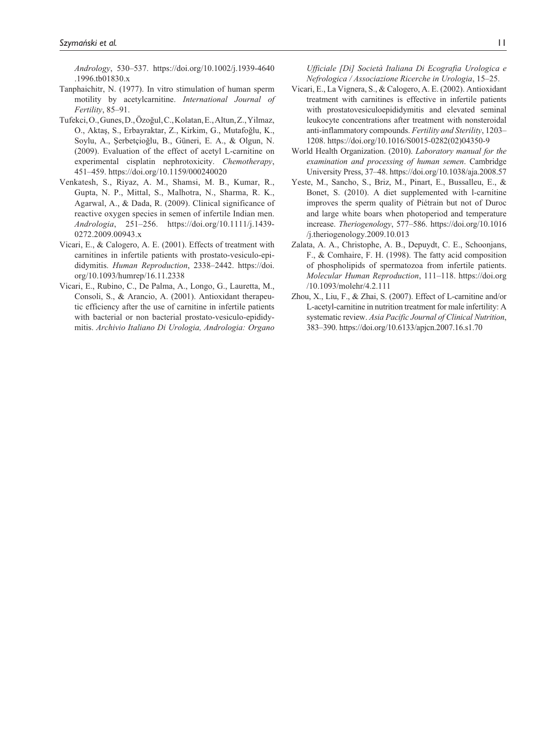*Andrology*, 530–537. https://doi.org/10.1002/j.1939-4640.1996.tb01830.x

Tanphaichitr, N. (1977). In vitro stimulation of human sperm motility by acetylcarnitine. *International Journal of Fertility*, 85–91.

Tufekci, O., Gunes, D., Özoğul, C., Kolatan, E., Altun, Z., Yilmaz, O., Aktaş, S., Erbayraktar, Z., Kirkim, G., Mutafoğlu, K., Soylu, A., Şerbetçioğlu, B., Güneri, E. A., & Olgun, N. (2009). Evaluation of the effect of acetyl L-carnitine on experimental cisplatin nephrotoxicity. *Chemotherapy*, 451–459. https://doi.org/10.1159/000240020

Venkatesh, S., Riyaz, A. M., Shamsi, M. B., Kumar, R., Gupta, N. P., Mittal, S., Malhotra, N., Sharma, R. K., Agarwal, A., & Dada, R. (2009). Clinical significance of reactive oxygen species in semen of infertile Indian men. *Andrologia*, 251–256. https://doi.org/10.1111/j.1439-0272.2009.00943.x

Vicari, E., & Calogero, A. E. (2001). Effects of treatment with carnitines in infertile patients with prostato-vesiculo-epididymitis. *Human Reproduction*, 2338–2442. https://doi.org/10.1093/humrep/16.11.2338

Vicari, E., Rubino, C., De Palma, A., Longo, G., Lauretta, M., Consoli, S., & Arancio, A. (2001). Antioxidant therapeutic efficiency after the use of carnitine in infertile patients with bacterial or non bacterial prostato-vesiculo-epididymitis. *Archivio Italiano Di Urologia, Andrologia: Organo Ufficiale [Di] Società Italiana Di Ecografia Urologica e Nefrologica / Associazione Ricerche in Urologia*, 15–25.

Vicari, E., La Vignera, S., & Calogero, A. E. (2002). Antioxidant treatment with carnitines is effective in infertile patients with prostatovesiculoepididymitis and elevated seminal leukocyte concentrations after treatment with nonsteroidal anti-inflammatory compounds. *Fertility and Sterility*, 1203–1208. https://doi.org/10.1016/S0015-0282(02)04350-9

World Health Organization. (2010). *Laboratory manual for the examination and processing of human semen*. Cambridge University Press, 37–48. https://doi.org/10.1038/aja.2008.57

Yeste, M., Sancho, S., Briz, M., Pinart, E., Bussalleu, E., & Bonet, S. (2010). A diet supplemented with l-carnitine improves the sperm quality of Piétrain but not of Duroc and large white boars when photoperiod and temperature increase. *Theriogenology*, 577–586. https://doi.org/10.1016/j.theriogenology.2009.10.013

Zalata, A. A., Christophe, A. B., Depuydt, C. E., Schoonjans, F., & Comhaire, F. H. (1998). The fatty acid composition of phospholipids of spermatozoa from infertile patients. *Molecular Human Reproduction*, 111–118. https://doi.org/10.1093/molehr/4.2.111

Zhou, X., Liu, F., & Zhai, S. (2007). Effect of L-carnitine and/or L-acetyl-carnitine in nutrition treatment for male infertility: A systematic review. *Asia Pacific Journal of Clinical Nutrition*, 383–390. https://doi.org/10.6133/apjcn.2007.16.s1.70